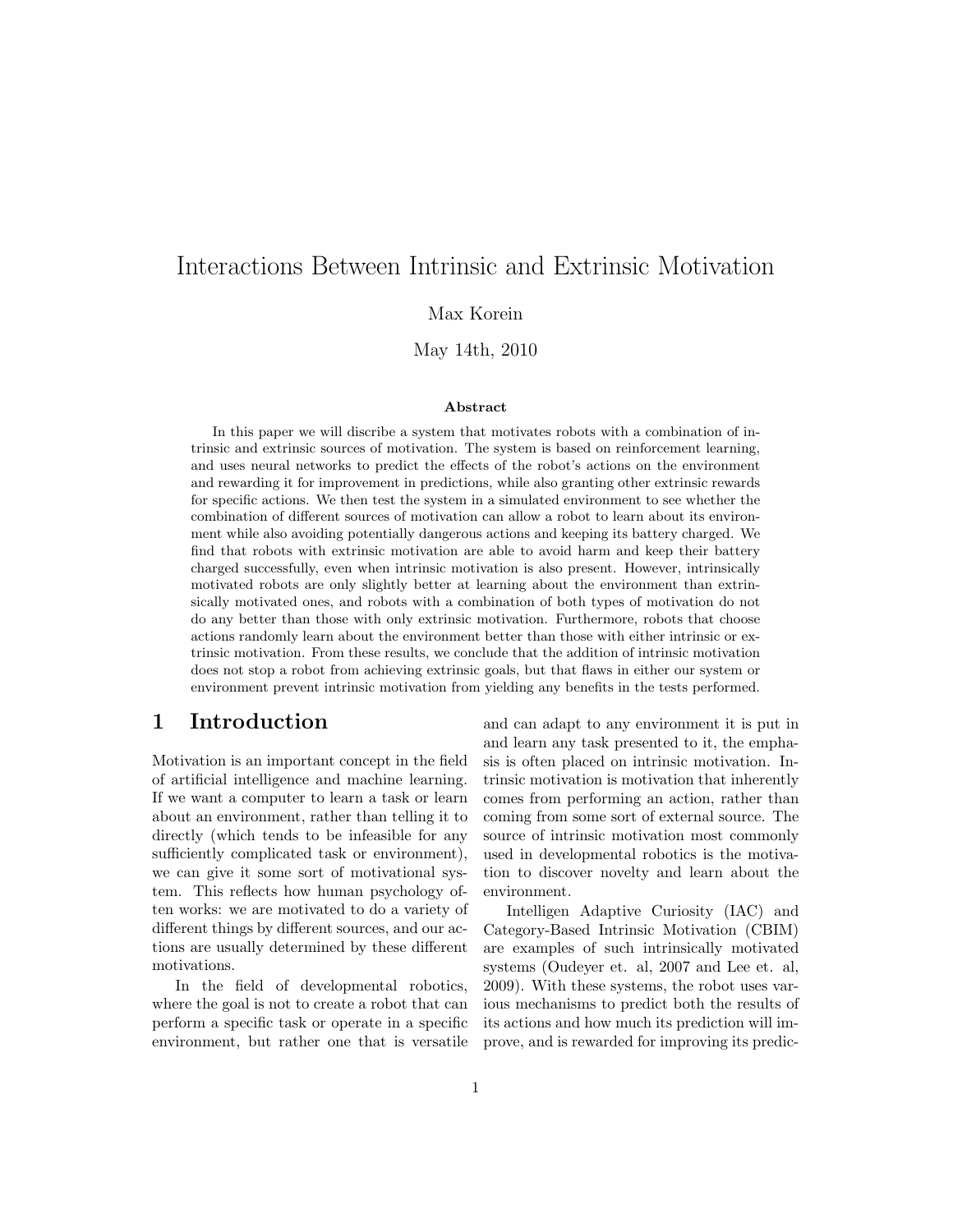# Interactions Between Intrinsic and Extrinsic Motivation

Max Korein

May 14th, 2010

### Abstract

In this paper we will discribe a system that motivates robots with a combination of intrinsic and extrinsic sources of motivation. The system is based on reinforcement learning, and uses neural networks to predict the effects of the robot's actions on the environment and rewarding it for improvement in predictions, while also granting other extrinsic rewards for specific actions. We then test the system in a simulated environment to see whether the combination of different sources of motivation can allow a robot to learn about its environment while also avoiding potentially dangerous actions and keeping its battery charged. We find that robots with extrinsic motivation are able to avoid harm and keep their battery charged successfully, even when intrinsic motivation is also present. However, intrinsically motivated robots are only slightly better at learning about the environment than extrinsically motivated ones, and robots with a combination of both types of motivation do not do any better than those with only extrinsic motivation. Furthermore, robots that choose actions randomly learn about the environment better than those with either intrinsic or extrinsic motivation. From these results, we conclude that the addition of intrinsic motivation does not stop a robot from achieving extrinsic goals, but that flaws in either our system or environment prevent intrinsic motivation from yielding any benefits in the tests performed.

## 1 Introduction

Motivation is an important concept in the field of artificial intelligence and machine learning. If we want a computer to learn a task or learn about an environment, rather than telling it to directly (which tends to be infeasible for any sufficiently complicated task or environment), we can give it some sort of motivational system. This reflects how human psychology often works: we are motivated to do a variety of different things by different sources, and our actions are usually determined by these different motivations.

In the field of developmental robotics, where the goal is not to create a robot that can perform a specific task or operate in a specific environment, but rather one that is versatile and can adapt to any environment it is put in and learn any task presented to it, the emphasis is often placed on intrinsic motivation. Intrinsic motivation is motivation that inherently comes from performing an action, rather than coming from some sort of external source. The source of intrinsic motivation most commonly used in developmental robotics is the motivation to discover novelty and learn about the environment.

Intelligen Adaptive Curiosity (IAC) and Category-Based Intrinsic Motivation (CBIM) are examples of such intrinsically motivated systems (Oudeyer et. al, 2007 and Lee et. al, 2009). With these systems, the robot uses various mechanisms to predict both the results of its actions and how much its prediction will improve, and is rewarded for improving its predic-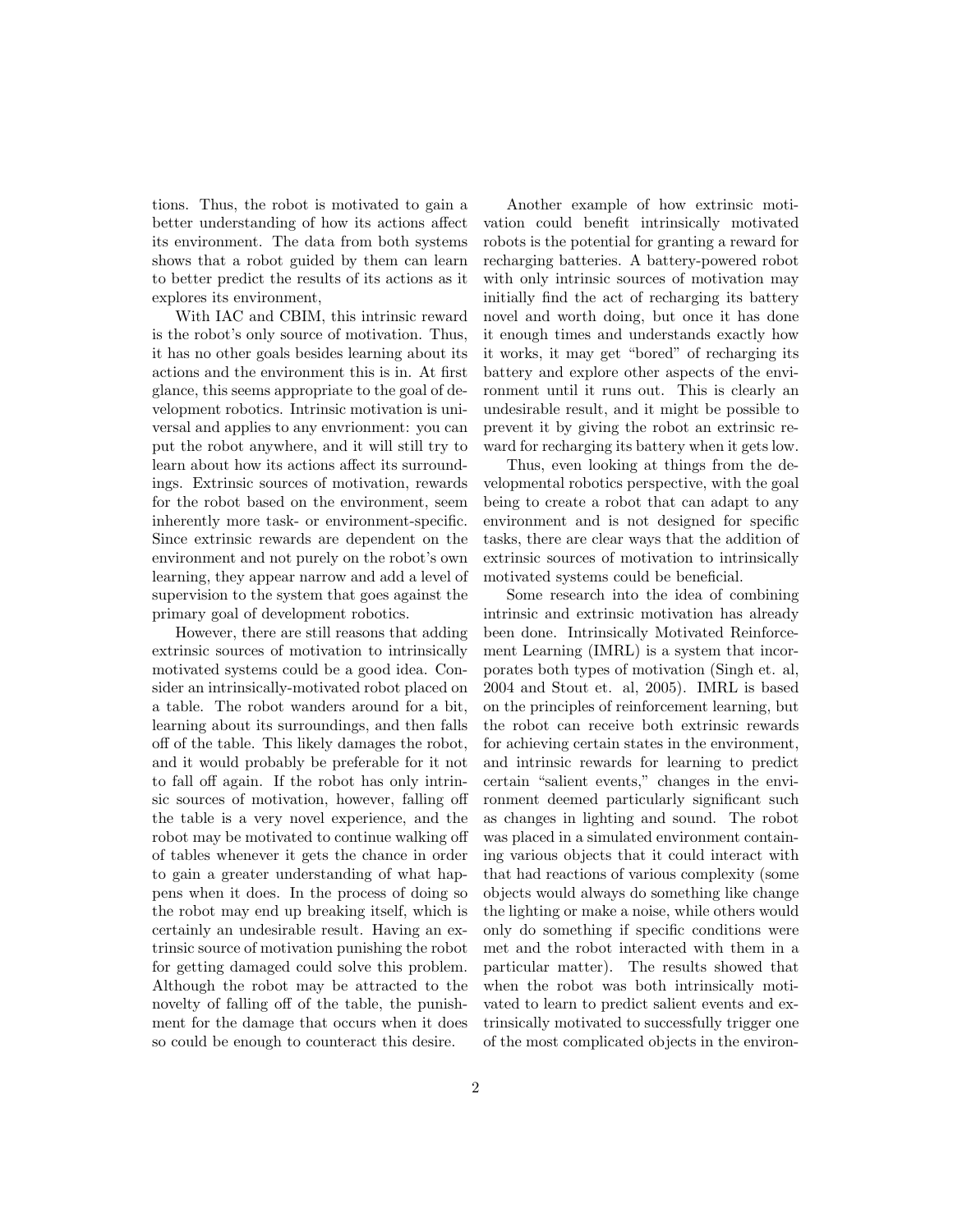tions. Thus, the robot is motivated to gain a better understanding of how its actions affect its environment. The data from both systems shows that a robot guided by them can learn to better predict the results of its actions as it explores its environment,

With IAC and CBIM, this intrinsic reward is the robot's only source of motivation. Thus, it has no other goals besides learning about its actions and the environment this is in. At first glance, this seems appropriate to the goal of development robotics. Intrinsic motivation is universal and applies to any envrionment: you can put the robot anywhere, and it will still try to learn about how its actions affect its surroundings. Extrinsic sources of motivation, rewards for the robot based on the environment, seem inherently more task- or environment-specific. Since extrinsic rewards are dependent on the environment and not purely on the robot's own learning, they appear narrow and add a level of supervision to the system that goes against the primary goal of development robotics.

However, there are still reasons that adding extrinsic sources of motivation to intrinsically motivated systems could be a good idea. Consider an intrinsically-motivated robot placed on a table. The robot wanders around for a bit, learning about its surroundings, and then falls off of the table. This likely damages the robot, and it would probably be preferable for it not to fall off again. If the robot has only intrinsic sources of motivation, however, falling off the table is a very novel experience, and the robot may be motivated to continue walking off of tables whenever it gets the chance in order to gain a greater understanding of what happens when it does. In the process of doing so the robot may end up breaking itself, which is certainly an undesirable result. Having an extrinsic source of motivation punishing the robot for getting damaged could solve this problem. Although the robot may be attracted to the novelty of falling off of the table, the punishment for the damage that occurs when it does so could be enough to counteract this desire.

Another example of how extrinsic motivation could benefit intrinsically motivated robots is the potential for granting a reward for recharging batteries. A battery-powered robot with only intrinsic sources of motivation may initially find the act of recharging its battery novel and worth doing, but once it has done it enough times and understands exactly how it works, it may get "bored" of recharging its battery and explore other aspects of the environment until it runs out. This is clearly an undesirable result, and it might be possible to prevent it by giving the robot an extrinsic reward for recharging its battery when it gets low.

Thus, even looking at things from the developmental robotics perspective, with the goal being to create a robot that can adapt to any environment and is not designed for specific tasks, there are clear ways that the addition of extrinsic sources of motivation to intrinsically motivated systems could be beneficial.

Some research into the idea of combining intrinsic and extrinsic motivation has already been done. Intrinsically Motivated Reinforcement Learning (IMRL) is a system that incorporates both types of motivation (Singh et. al, 2004 and Stout et. al, 2005). IMRL is based on the principles of reinforcement learning, but the robot can receive both extrinsic rewards for achieving certain states in the environment, and intrinsic rewards for learning to predict certain "salient events," changes in the environment deemed particularly significant such as changes in lighting and sound. The robot was placed in a simulated environment containing various objects that it could interact with that had reactions of various complexity (some objects would always do something like change the lighting or make a noise, while others would only do something if specific conditions were met and the robot interacted with them in a particular matter). The results showed that when the robot was both intrinsically motivated to learn to predict salient events and extrinsically motivated to successfully trigger one of the most complicated objects in the environ-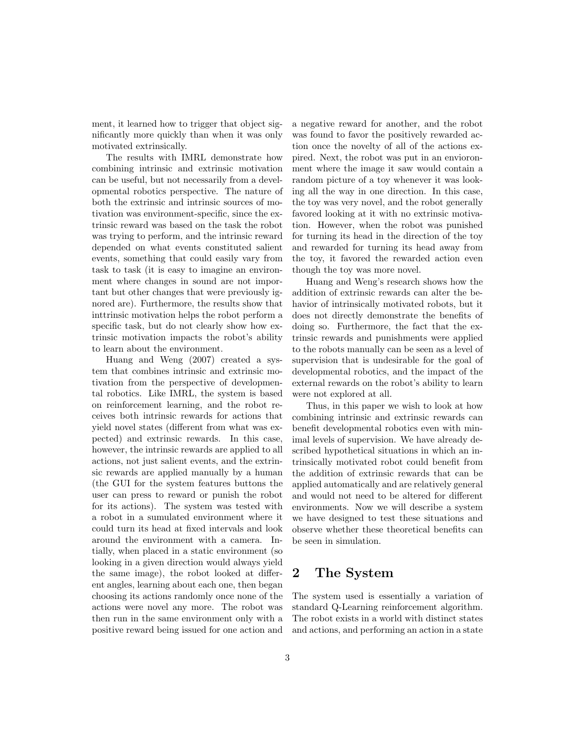ment, it learned how to trigger that object significantly more quickly than when it was only motivated extrinsically.

The results with IMRL demonstrate how combining intrinsic and extrinsic motivation can be useful, but not necessarily from a developmental robotics perspective. The nature of both the extrinsic and intrinsic sources of motivation was environment-specific, since the extrinsic reward was based on the task the robot was trying to perform, and the intrinsic reward depended on what events constituted salient events, something that could easily vary from task to task (it is easy to imagine an environment where changes in sound are not important but other changes that were previously ignored are). Furthermore, the results show that inttrinsic motivation helps the robot perform a specific task, but do not clearly show how extrinsic motivation impacts the robot's ability to learn about the environment.

Huang and Weng (2007) created a system that combines intrinsic and extrinsic motivation from the perspective of developmental robotics. Like IMRL, the system is based on reinforcement learning, and the robot receives both intrinsic rewards for actions that yield novel states (different from what was expected) and extrinsic rewards. In this case, however, the intrinsic rewards are applied to all actions, not just salient events, and the extrinsic rewards are applied manually by a human (the GUI for the system features buttons the user can press to reward or punish the robot for its actions). The system was tested with a robot in a sumulated environment where it could turn its head at fixed intervals and look around the environment with a camera. Intially, when placed in a static environment (so looking in a given direction would always yield the same image), the robot looked at different angles, learning about each one, then began choosing its actions randomly once none of the actions were novel any more. The robot was then run in the same environment only with a positive reward being issued for one action and a negative reward for another, and the robot was found to favor the positively rewarded action once the novelty of all of the actions expired. Next, the robot was put in an envioronment where the image it saw would contain a random picture of a toy whenever it was looking all the way in one direction. In this case, the toy was very novel, and the robot generally favored looking at it with no extrinsic motivation. However, when the robot was punished for turning its head in the direction of the toy and rewarded for turning its head away from the toy, it favored the rewarded action even though the toy was more novel.

Huang and Weng's research shows how the addition of extrinsic rewards can alter the behavior of intrinsically motivated robots, but it does not directly demonstrate the benefits of doing so. Furthermore, the fact that the extrinsic rewards and punishments were applied to the robots manually can be seen as a level of supervision that is undesirable for the goal of developmental robotics, and the impact of the external rewards on the robot's ability to learn were not explored at all.

Thus, in this paper we wish to look at how combining intrinsic and extrinsic rewards can benefit developmental robotics even with minimal levels of supervision. We have already described hypothetical situations in which an intrinsically motivated robot could benefit from the addition of extrinsic rewards that can be applied automatically and are relatively general and would not need to be altered for different environments. Now we will describe a system we have designed to test these situations and observe whether these theoretical benefits can be seen in simulation.

## 2 The System

The system used is essentially a variation of standard Q-Learning reinforcement algorithm. The robot exists in a world with distinct states and actions, and performing an action in a state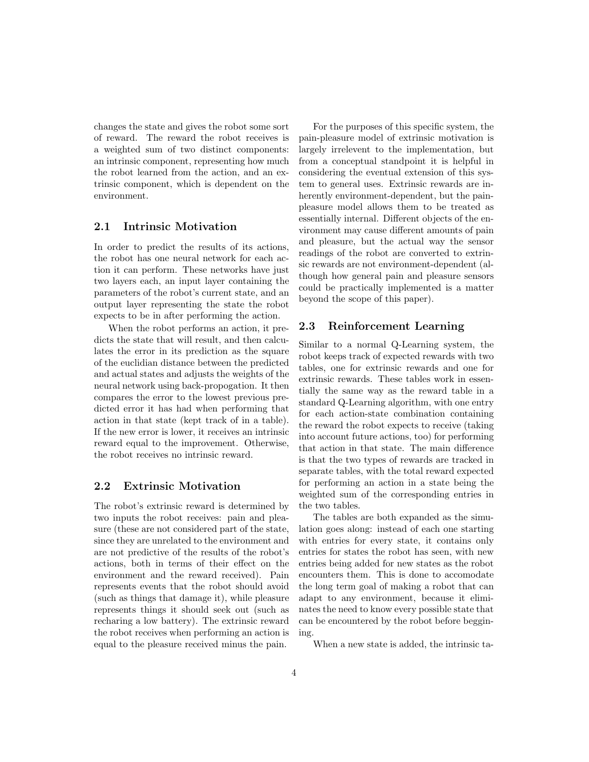changes the state and gives the robot some sort of reward. The reward the robot receives is a weighted sum of two distinct components: an intrinsic component, representing how much the robot learned from the action, and an extrinsic component, which is dependent on the environment.

## 2.1 Intrinsic Motivation

In order to predict the results of its actions, the robot has one neural network for each action it can perform. These networks have just two layers each, an input layer containing the parameters of the robot's current state, and an output layer representing the state the robot expects to be in after performing the action.

When the robot performs an action, it predicts the state that will result, and then calculates the error in its prediction as the square of the euclidian distance between the predicted and actual states and adjusts the weights of the neural network using back-propogation. It then compares the error to the lowest previous predicted error it has had when performing that action in that state (kept track of in a table). If the new error is lower, it receives an intrinsic reward equal to the improvement. Otherwise, the robot receives no intrinsic reward.

## 2.2 Extrinsic Motivation

The robot's extrinsic reward is determined by two inputs the robot receives: pain and pleasure (these are not considered part of the state, since they are unrelated to the environment and are not predictive of the results of the robot's actions, both in terms of their effect on the environment and the reward received). Pain represents events that the robot should avoid (such as things that damage it), while pleasure represents things it should seek out (such as recharing a low battery). The extrinsic reward the robot receives when performing an action is equal to the pleasure received minus the pain.

For the purposes of this specific system, the pain-pleasure model of extrinsic motivation is largely irrelevent to the implementation, but from a conceptual standpoint it is helpful in considering the eventual extension of this system to general uses. Extrinsic rewards are inherently environment-dependent, but the pain-pleasure model allows them to be treated as essentially internal. Different objects of the environment may cause different amounts of pain and pleasure, but the actual way the sensor readings of the robot are converted to extrinsic rewards are not environment-dependent (although how general pain and pleasure sensors could be practically implemented is a matter beyond the scope of this paper).

## 2.3 Reinforcement Learning

Similar to a normal Q-Learning system, the robot keeps track of expected rewards with two tables, one for extrinsic rewards and one for extrinsic rewards. These tables work in essentially the same way as the reward table in a standard Q-Learning algorithm, with one entry for each action-state combination containing the reward the robot expects to receive (taking into account future actions, too) for performing that action in that state. The main difference is that the two types of rewards are tracked in separate tables, with the total reward expected for performing an action in a state being the weighted sum of the corresponding entries in the two tables.

The tables are both expanded as the simulation goes along: instead of each one starting with entries for every state, it contains only entries for states the robot has seen, with new entries being added for new states as the robot encounters them. This is done to accomodate the long term goal of making a robot that can adapt to any environment, because it eliminates the need to know every possible state that can be encountered by the robot before beggining.

When a new state is added, the intrinsic ta-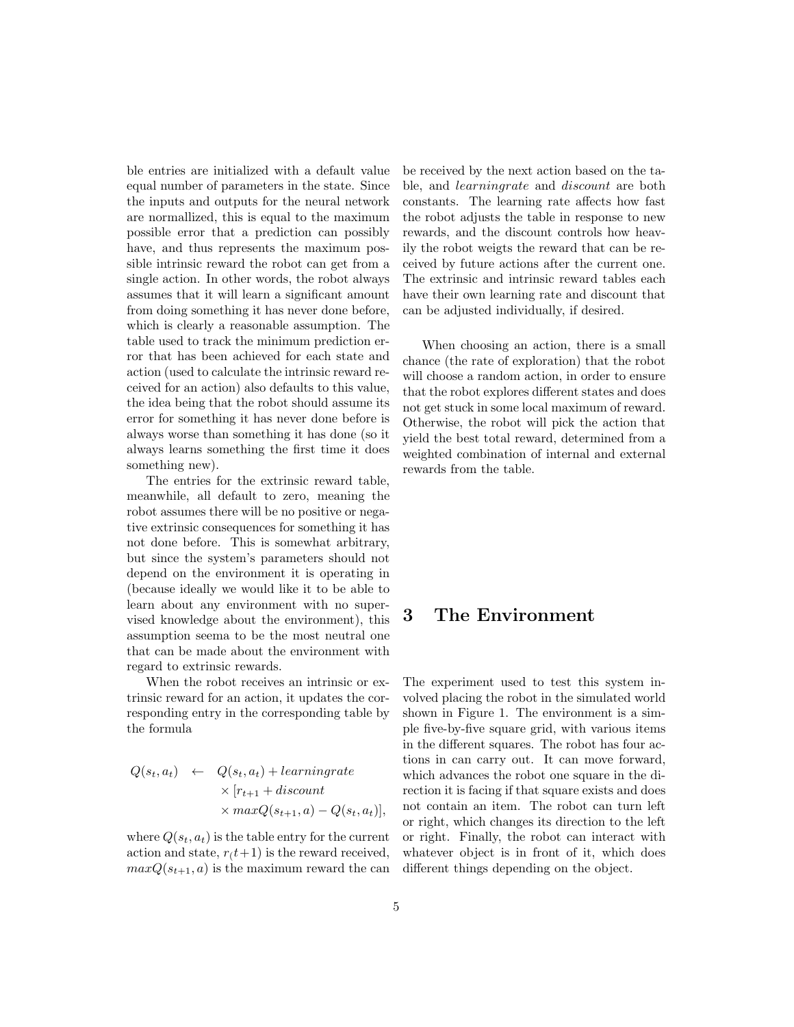ble entries are initialized with a default value equal number of parameters in the state. Since the inputs and outputs for the neural network are normallized, this is equal to the maximum possible error that a prediction can possibly have, and thus represents the maximum possible intrinsic reward the robot can get from a single action. In other words, the robot always assumes that it will learn a significant amount from doing something it has never done before, which is clearly a reasonable assumption. The table used to track the minimum prediction error that has been achieved for each state and action (used to calculate the intrinsic reward received for an action) also defaults to this value, the idea being that the robot should assume its error for something it has never done before is always worse than something it has done (so it always learns something the first time it does something new).

The entries for the extrinsic reward table, meanwhile, all default to zero, meaning the robot assumes there will be no positive or negative extrinsic consequences for something it has not done before. This is somewhat arbitrary, but since the system's parameters should not depend on the environment it is operating in (because ideally we would like it to be able to learn about any environment with no supervised knowledge about the environment), this assumption seema to be the most neutral one that can be made about the environment with regard to extrinsic rewards.

When the robot receives an intrinsic or extrinsic reward for an action, it updates the corresponding entry in the corresponding table by the formula

$$
\begin{aligned}
Q(s_t, a_t) \quad \leftarrow \quad & Q(s_t, a_t) + learningrate \\
& \times [r_{t+1} + discount \\
& \times maxQ(s_{t+1}, a) - Q(s_t, a_t)],
\end{aligned}
$$

where $Q(s_t, a_t)$ is the table entry for the current action and state, $r_(t+1)$ is the reward received, $maxQ(s_{t+1}, a)$ is the maximum reward the can be received by the next action based on the table, and *learningrate* and *discount* are both constants. The learning rate affects how fast the robot adjusts the table in response to new rewards, and the discount controls how heavily the robot weigts the reward that can be received by future actions after the current one. The extrinsic and intrinsic reward tables each have their own learning rate and discount that can be adjusted individually, if desired.

When choosing an action, there is a small chance (the rate of exploration) that the robot will choose a random action, in order to ensure that the robot explores different states and does not get stuck in some local maximum of reward. Otherwise, the robot will pick the action that yield the best total reward, determined from a weighted combination of internal and external rewards from the table.

## 3 The Environment

The experiment used to test this system involved placing the robot in the simulated world shown in Figure 1. The environment is a simple five-by-five square grid, with various items in the different squares. The robot has four actions in can carry out. It can move forward, which advances the robot one square in the direction it is facing if that square exists and does not contain an item. The robot can turn left or right, which changes its direction to the left or right. Finally, the robot can interact with whatever object is in front of it, which does different things depending on the object.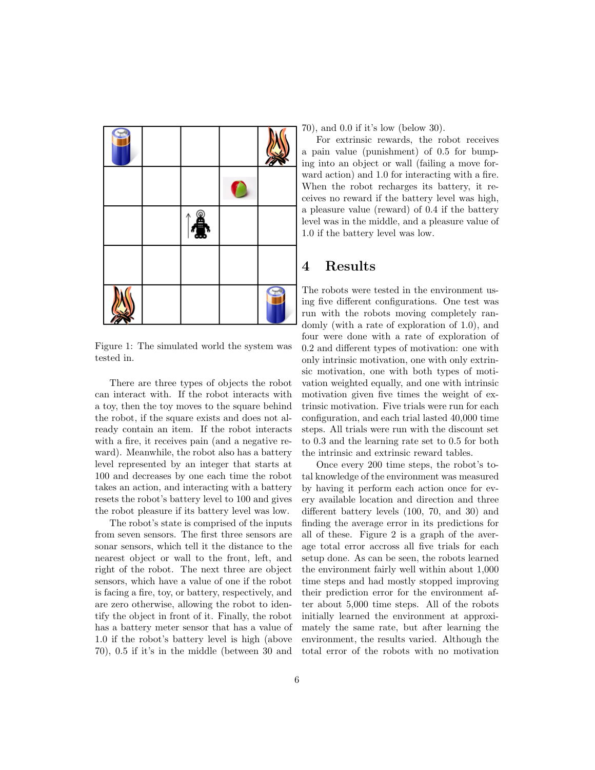Figure 1: The simulated world the system was tested in.

There are three types of objects the robot can interact with. If the robot interacts with a toy, then the toy moves to the square behind the robot, if the square exists and does not already contain an item. If the robot interacts with a fire, it receives pain (and a negative reward). Meanwhile, the robot also has a battery level represented by an integer that starts at 100 and decreases by one each time the robot takes an action, and interacting with a battery resets the robot's battery level to 100 and gives the robot pleasure if its battery level was low.

The robot's state is comprised of the inputs from seven sensors. The first three sensors are sonar sensors, which tell it the distance to the nearest object or wall to the front, left, and right of the robot. The next three are object sensors, which have a value of one if the robot is facing a fire, toy, or battery, respectively, and are zero otherwise, allowing the robot to identify the object in front of it. Finally, the robot has a battery meter sensor that has a value of 1.0 if the robot's battery level is high (above 70), 0.5 if it's in the middle (between 30 and 70), and 0.0 if it's low (below 30).

For extrinsic rewards, the robot receives a pain value (punishment) of 0.5 for bumping into an object or wall (failing a move forward action) and 1.0 for interacting with a fire. When the robot recharges its battery, it receives no reward if the battery level was high, a pleasure value (reward) of 0.4 if the battery level was in the middle, and a pleasure value of 1.0 if the battery level was low.

## 4 Results

The robots were tested in the environment using five different configurations. One test was run with the robots moving completely randomly (with a rate of exploration of 1.0), and four were done with a rate of exploration of 0.2 and different types of motivation: one with only intrinsic motivation, one with only extrinsic motivation, one with both types of motivation weighted equally, and one with intrinsic motivation given five times the weight of extrinsic motivation. Five trials were run for each configuration, and each trial lasted 40,000 time steps. All trials were run with the discount set to 0.3 and the learning rate set to 0.5 for both the intrinsic and extrinsic reward tables.

Once every 200 time steps, the robot's total knowledge of the environment was measured by having it perform each action once for every available location and direction and three different battery levels (100, 70, and 30) and finding the average error in its predictions for all of these. Figure 2 is a graph of the average total error accross all five trials for each setup done. As can be seen, the robots learned the environment fairly well within about 1,000 time steps and had mostly stopped improving their prediction error for the environment after about 5,000 time steps. All of the robots initially learned the environment at approximately the same rate, but after learning the environment, the results varied. Although the total error of the robots with no motivation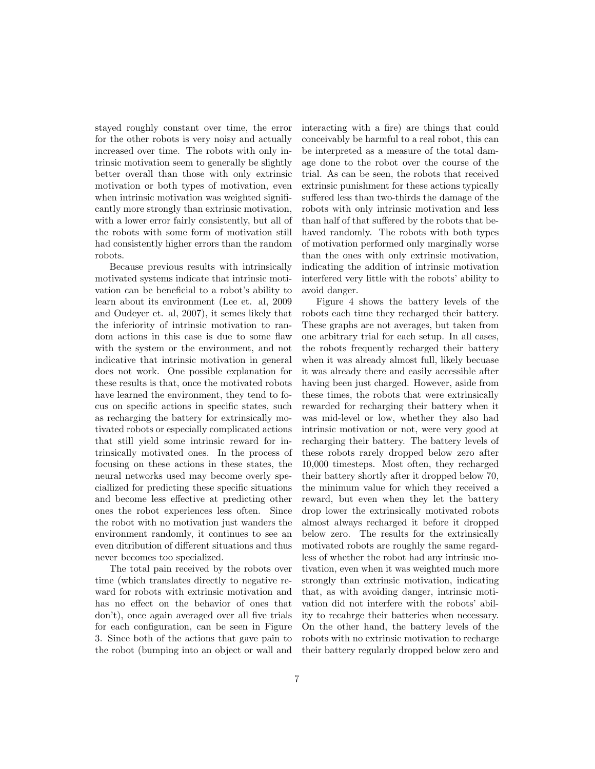stayed roughly constant over time, the error for the other robots is very noisy and actually increased over time. The robots with only intrinsic motivation seem to generally be slightly better overall than those with only extrinsic motivation or both types of motivation, even when intrinsic motivation was weighted significantly more strongly than extrinsic motivation, with a lower error fairly consistently, but all of the robots with some form of motivation still had consistently higher errors than the random robots.

Because previous results with intrinsically motivated systems indicate that intrinsic motivation can be beneficial to a robot's ability to learn about its environment (Lee et. al, 2009 and Oudeyer et. al, 2007), it semes likely that the inferiority of intrinsic motivation to random actions in this case is due to some flaw with the system or the environment, and not indicative that intrinsic motivation in general does not work. One possible explanation for these results is that, once the motivated robots have learned the environment, they tend to focus on specific actions in specific states, such as recharging the battery for extrinsically motivated robots or especially complicated actions that still yield some intrinsic reward for intrinsically motivated ones. In the process of focusing on these actions in these states, the neural networks used may become overly speciallized for predicting these specific situations and become less effective at predicting other ones the robot experiences less often. Since the robot with no motivation just wanders the environment randomly, it continues to see an even ditribution of different situations and thus never becomes too specialized.

The total pain received by the robots over time (which translates directly to negative reward for robots with extrinsic motivation and has no effect on the behavior of ones that don't), once again averaged over all five trials for each configuration, can be seen in Figure 3. Since both of the actions that gave pain to the robot (bumping into an object or wall and interacting with a fire) are things that could conceivably be harmful to a real robot, this can be interpreted as a measure of the total damage done to the robot over the course of the trial. As can be seen, the robots that received extrinsic punishment for these actions typically suffered less than two-thirds the damage of the robots with only intrinsic motivation and less than half of that suffered by the robots that behaved randomly. The robots with both types of motivation performed only marginally worse than the ones with only extrinsic motivation, indicating the addition of intrinsic motivation interfered very little with the robots' ability to avoid danger.

Figure 4 shows the battery levels of the robots each time they recharged their battery. These graphs are not averages, but taken from one arbitrary trial for each setup. In all cases, the robots frequently recharged their battery when it was already almost full, likely becuase it was already there and easily accessible after having been just charged. However, aside from these times, the robots that were extrinsically rewarded for recharging their battery when it was mid-level or low, whether they also had intrinsic motivation or not, were very good at recharging their battery. The battery levels of these robots rarely dropped below zero after 10,000 timesteps. Most often, they recharged their battery shortly after it dropped below 70, the minimum value for which they received a reward, but even when they let the battery drop lower the extrinsically motivated robots almost always recharged it before it dropped below zero. The results for the extrinsically motivated robots are roughly the same regardless of whether the robot had any intrinsic motivation, even when it was weighted much more strongly than extrinsic motivation, indicating that, as with avoiding danger, intrinsic motivation did not interfere with the robots' ability to recahrge their batteries when necessary. On the other hand, the battery levels of the robots with no extrinsic motivation to recharge their battery regularly dropped below zero and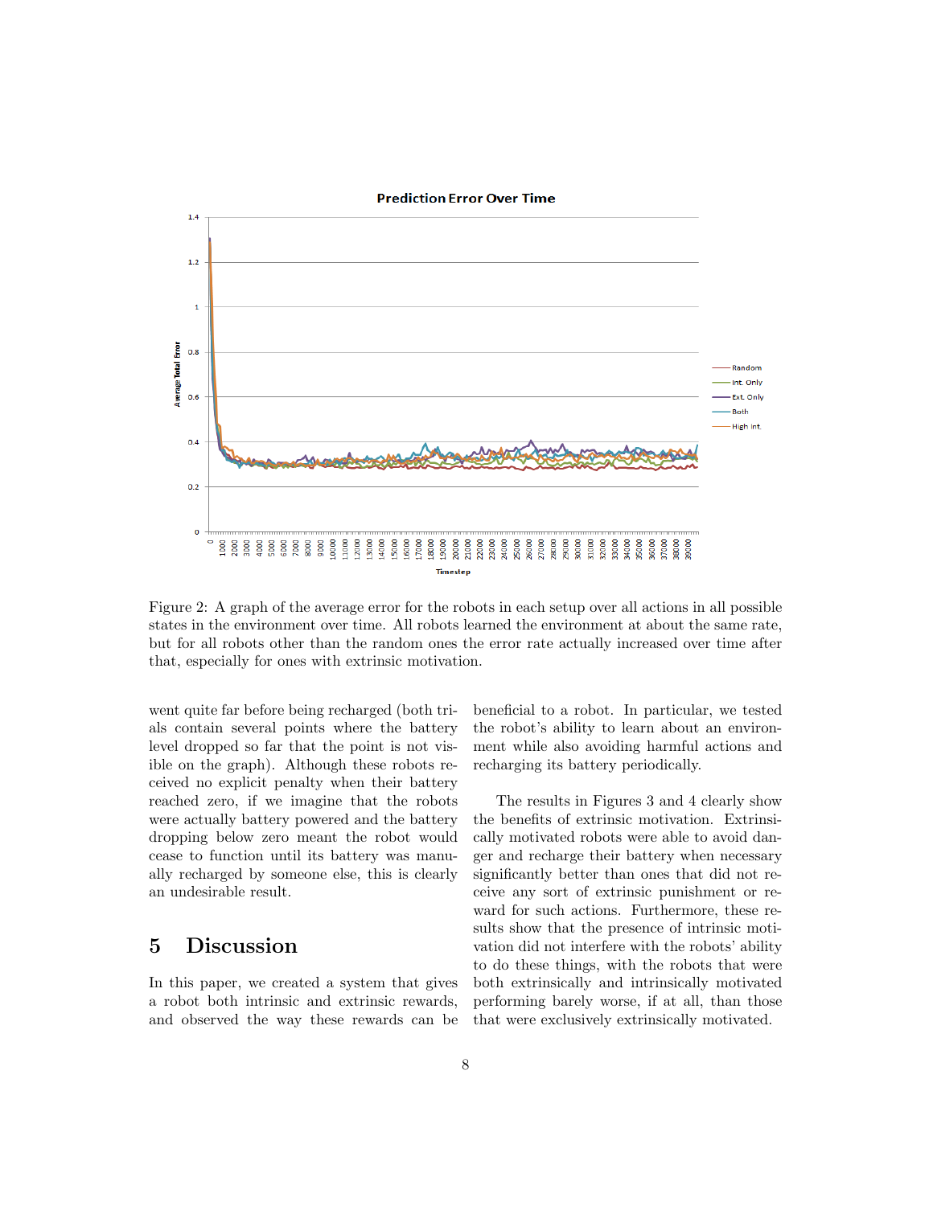Figure 2: A graph of the average error for the robots in each setup over all actions in all possible states in the environment over time. All robots learned the environment at about the same rate, but for all robots other than the random ones the error rate actually increased over time after that, especially for ones with extrinsic motivation.

went quite far before being recharged (both trials contain several points where the battery level dropped so far that the point is not visible on the graph). Although these robots received no explicit penalty when their battery reached zero, if we imagine that the robots were actually battery powered and the battery dropping below zero meant the robot would cease to function until its battery was manually recharged by someone else, this is clearly an undesirable result.

## 5 Discussion

In this paper, we created a system that gives a robot both intrinsic and extrinsic rewards, and observed the way these rewards can be beneficial to a robot. In particular, we tested the robot's ability to learn about an environment while also avoiding harmful actions and recharging its battery periodically.

The results in Figures 3 and 4 clearly show the benefits of extrinsic motivation. Extrinsically motivated robots were able to avoid danger and recharge their battery when necessary significantly better than ones that did not receive any sort of extrinsic punishment or reward for such actions. Furthermore, these results show that the presence of intrinsic motivation did not interfere with the robots' ability to do these things, with the robots that were both extrinsically and intrinsically motivated performing barely worse, if at all, than those that were exclusively extrinsically motivated.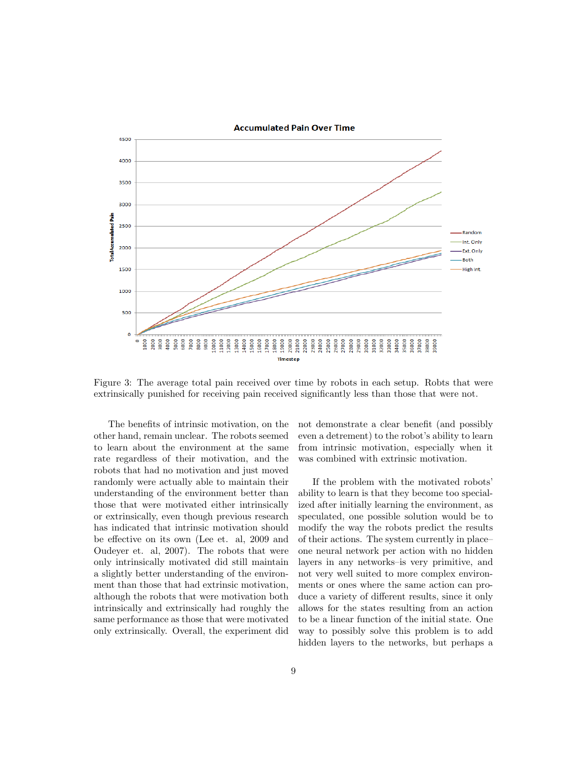Figure 3: The average total pain received over time by robots in each setup. Robts that were extrinsically punished for receiving pain received significantly less than those that were not.

The benefits of intrinsic motivation, on the other hand, remain unclear. The robots seemed to learn about the environment at the same rate regardless of their motivation, and the robots that had no motivation and just moved randomly were actually able to maintain their understanding of the environment better than those that were motivated either intrinsically or extrinsically, even though previous research has indicated that intrinsic motivation should be effective on its own (Lee et. al, 2009 and Oudeyer et. al, 2007). The robots that were only intrinsically motivated did still maintain a slightly better understanding of the environment than those that had extrinsic motivation, although the robots that were motivation both intrinsically and extrinsically had roughly the same performance as those that were motivated only extrinsically. Overall, the experiment did not demonstrate a clear benefit (and possibly even a detrement) to the robot's ability to learn from intrinsic motivation, especially when it was combined with extrinsic motivation.

If the problem with the motivated robots' ability to learn is that they become too specialized after initially learning the environment, as speculated, one possible solution would be to modify the way the robots predict the results of their actions. The system currently in place–one neural network per action with no hidden layers in any networks–is very primitive, and not very well suited to more complex environments or ones where the same action can produce a variety of different results, since it only allows for the states resulting from an action to be a linear function of the initial state. One way to possibly solve this problem is to add hidden layers to the networks, but perhaps a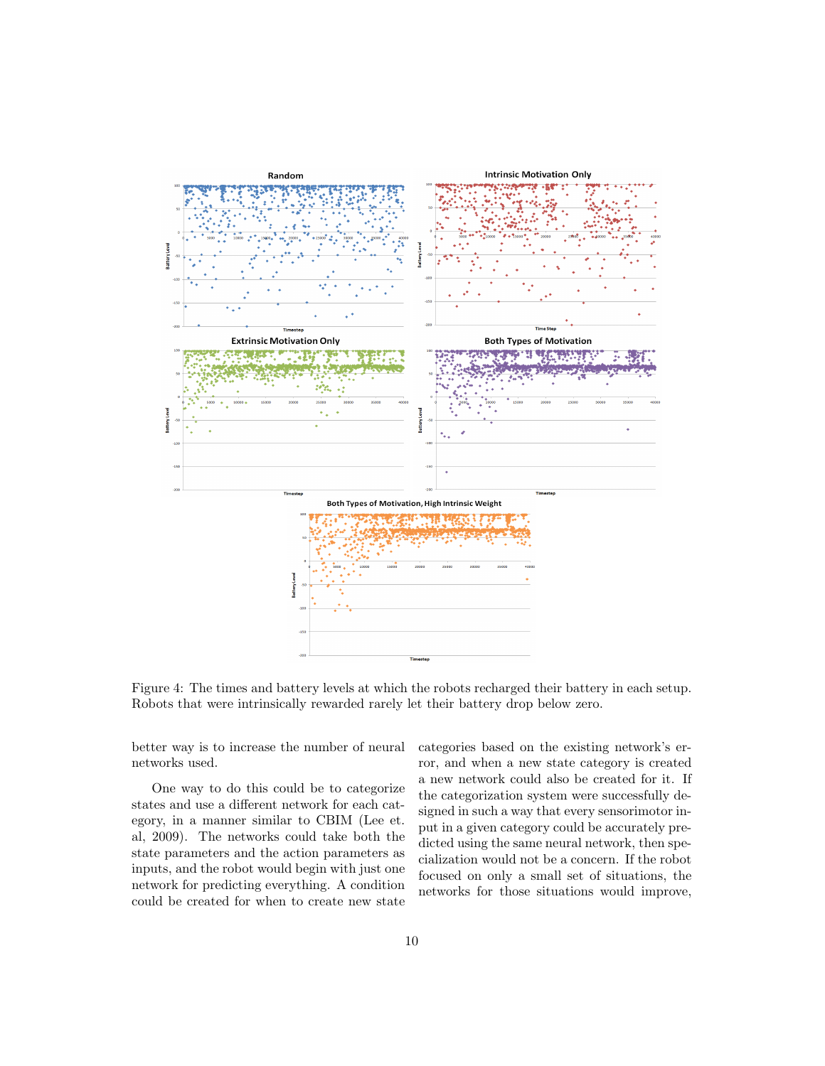Figure 4: The times and battery levels at which the robots recharged their battery in each setup. Robots that were intrinsically rewarded rarely let their battery drop below zero.

better way is to increase the number of neural networks used.

One way to do this could be to categorize states and use a different network for each category, in a manner similar to CBIM (Lee et. al, 2009). The networks could take both the state parameters and the action parameters as inputs, and the robot would begin with just one network for predicting everything. A condition could be created for when to create new state categories based on the existing network's error, and when a new state category is created a new network could also be created for it. If the categorization system were successfully designed in such a way that every sensorimotor input in a given category could be accurately predicted using the same neural network, then specialization would not be a concern. If the robot focused on only a small set of situations, the networks for those situations would improve,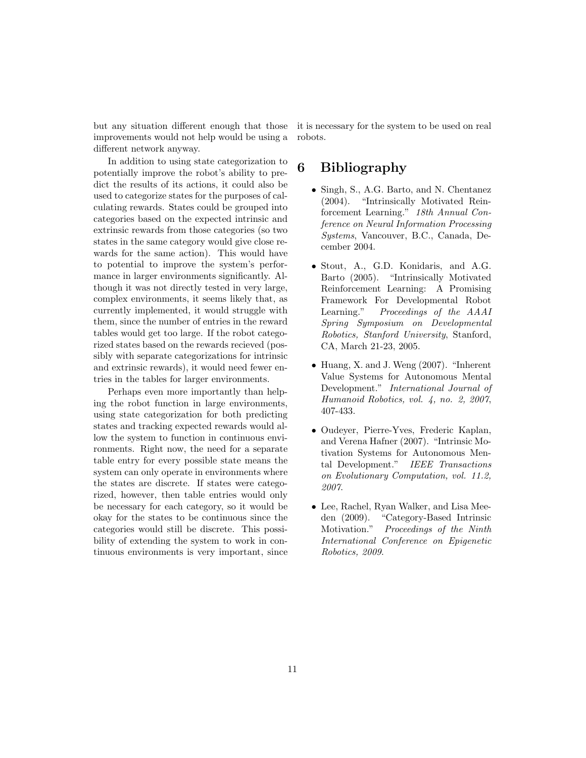but any situation different enough that those improvements would not help would be using a different network anyway.

In addition to using state categorization to potentially improve the robot's ability to predict the results of its actions, it could also be used to categorize states for the purposes of calculating rewards. States could be grouped into categories based on the expected intrinsic and extrinsic rewards from those categories (so two states in the same category would give close rewards for the same action). This would have to potential to improve the system's performance in larger environments significantly. Although it was not directly tested in very large, complex environments, it seems likely that, as currently implemented, it would struggle with them, since the number of entries in the reward tables would get too large. If the robot categorized states based on the rewards recieved (possibly with separate categorizations for intrinsic and extrinsic rewards), it would need fewer entries in the tables for larger environments.

Perhaps even more importantly than helping the robot function in large environments, using state categorization for both predicting states and tracking expected rewards would allow the system to function in continuous environments. Right now, the need for a separate table entry for every possible state means the system can only operate in environments where the states are discrete. If states were categorized, however, then table entries would only be necessary for each category, so it would be okay for the states to be continuous since the categories would still be discrete. This possibility of extending the system to work in continuous environments is very important, since it is necessary for the system to be used on real robots.

# 6 Bibliography

- Singh, S., A.G. Barto, and N. Chentanez (2004). "Intrinsically Motivated Reinforcement Learning." *18th Annual Conference on Neural Information Processing Systems*, Vancouver, B.C., Canada, December 2004.

- Stout, A., G.D. Konidaris, and A.G. Barto (2005). "Intrinsically Motivated Reinforcement Learning: A Promising Framework For Developmental Robot Learning." *Proceedings of the AAAI Spring Symposium on Developmental Robotics, Stanford University*, Stanford, CA, March 21-23, 2005.

- Huang, X. and J. Weng (2007). "Inherent Value Systems for Autonomous Mental Development." *International Journal of Humanoid Robotics, vol. 4, no. 2, 2007*, 407-433.

- Oudeyer, Pierre-Yves, Frederic Kaplan, and Verena Hafner (2007). "Intrinsic Motivation Systems for Autonomous Mental Development." *IEEE Transactions on Evolutionary Computation, vol. 11.2, 2007*.

- Lee, Rachel, Ryan Walker, and Lisa Meeden (2009). "Category-Based Intrinsic Motivation." *Proceedings of the Ninth International Conference on Epigenetic Robotics, 2009*.